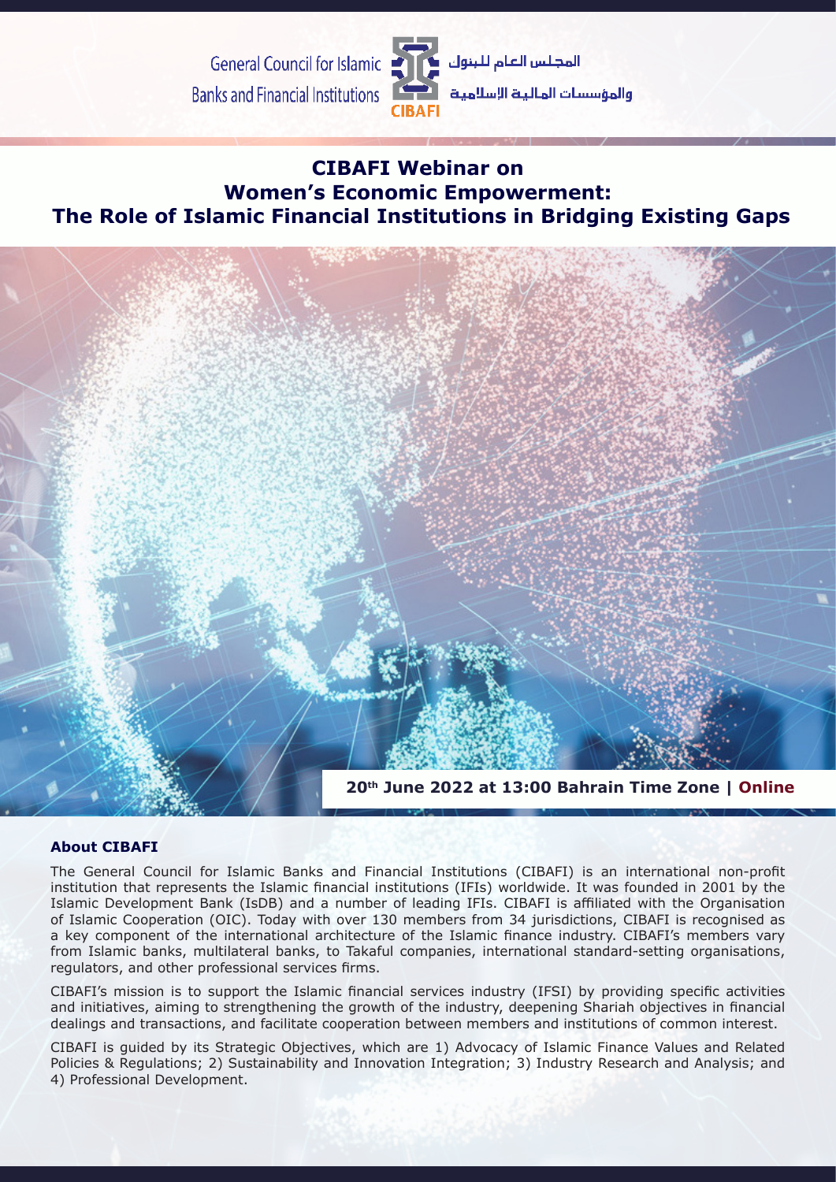General Council for Islamic Banks and Financial Institutions

المجلس العام للبنوك والمؤسسات المالية الإسلامية

CIBAFI

# CIBAFI Webinar on Women's Economic Empowerment: The Role of Islamic Financial Institutions in Bridging Existing Gaps

**20th June 2022 at 13:00 Bahrain Time Zone | Online**

### About CIBAFI

The General Council for Islamic Banks and Financial Institutions (CIBAFI) is an international non-profit institution that represents the Islamic financial institutions (IFIs) worldwide. It was founded in 2001 by the Islamic Development Bank (IsDB) and a number of leading IFIs. CIBAFI is affiliated with the Organisation of Islamic Cooperation (OIC). Today with over 130 members from 34 jurisdictions, CIBAFI is recognised as a key component of the international architecture of the Islamic finance industry. CIBAFI's members vary from Islamic banks, multilateral banks, to Takaful companies, international standard-setting organisations, regulators, and other professional services firms.

CIBAFI's mission is to support the Islamic financial services industry (IFSI) by providing specific activities and initiatives, aiming to strengthening the growth of the industry, deepening Shariah objectives in financial dealings and transactions, and facilitate cooperation between members and institutions of common interest.

CIBAFI is guided by its Strategic Objectives, which are 1) Advocacy of Islamic Finance Values and Related Policies & Regulations; 2) Sustainability and Innovation Integration; 3) Industry Research and Analysis; and 4) Professional Development.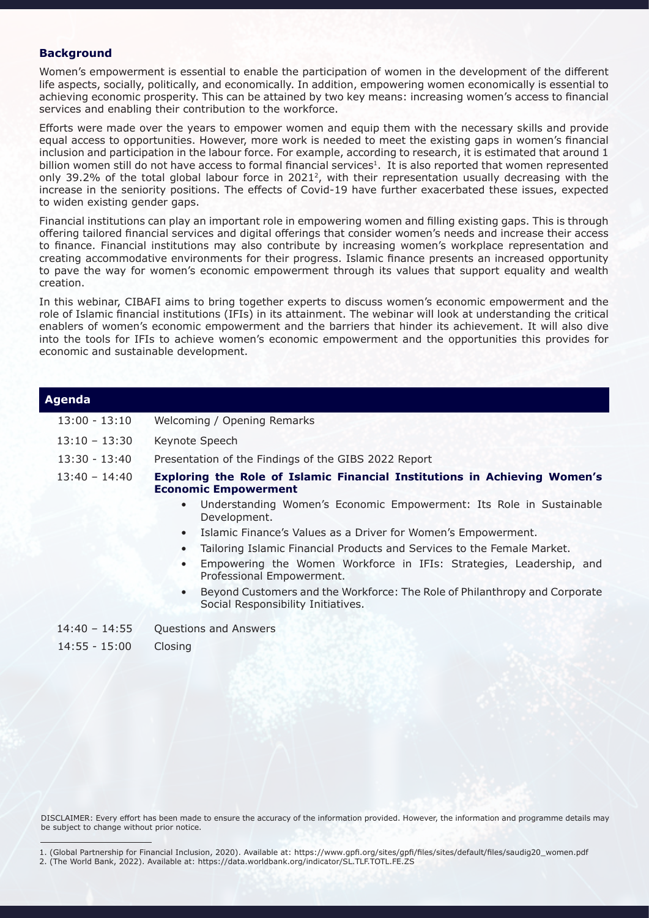## Background

Women's empowerment is essential to enable the participation of women in the development of the different life aspects, socially, politically, and economically. In addition, empowering women economically is essential to achieving economic prosperity. This can be attained by two key means: increasing women's access to financial services and enabling their contribution to the workforce.

Efforts were made over the years to empower women and equip them with the necessary skills and provide equal access to opportunities. However, more work is needed to meet the existing gaps in women's financial inclusion and participation in the labour force. For example, according to research, it is estimated that around 1 billion women still do not have access to formal financial services[1]. It is also reported that women represented only 39.2% of the total global labour force in 2021[2], with their representation usually decreasing with the increase in the seniority positions. The effects of Covid-19 have further exacerbated these issues, expected to widen existing gender gaps.

Financial institutions can play an important role in empowering women and filling existing gaps. This is through offering tailored financial services and digital offerings that consider women's needs and increase their access to finance. Financial institutions may also contribute by increasing women's workplace representation and creating accommodative environments for their progress. Islamic finance presents an increased opportunity to pave the way for women's economic empowerment through its values that support equality and wealth creation.

In this webinar, CIBAFI aims to bring together experts to discuss women's economic empowerment and the role of Islamic financial institutions (IFIs) in its attainment. The webinar will look at understanding the critical enablers of women's economic empowerment and the barriers that hinder its achievement. It will also dive into the tools for IFIs to achieve women's economic empowerment and the opportunities this provides for economic and sustainable development.

## Agenda

| Time | Session |
|---|---|
| 13:00 - 13:10 | Welcoming / Opening Remarks |
| 13:10 – 13:30 | Keynote Speech |
| 13:30 - 13:40 | Presentation of the Findings of the GIBS 2022 Report |
| 13:40 – 14:40 | **Exploring the Role of Islamic Financial Institutions in Achieving Women's Economic Empowerment**<br>• Understanding Women's Economic Empowerment: Its Role in Sustainable Development.<br>• Islamic Finance's Values as a Driver for Women's Empowerment.<br>• Tailoring Islamic Financial Products and Services to the Female Market.<br>• Empowering the Women Workforce in IFIs: Strategies, Leadership, and Professional Empowerment.<br>• Beyond Customers and the Workforce: The Role of Philanthropy and Corporate Social Responsibility Initiatives. |
| 14:40 – 14:55 | Questions and Answers |
| 14:55 - 15:00 | Closing |

DISCLAIMER: Every effort has been made to ensure the accuracy of the information provided. However, the information and programme details may be subject to change without prior notice.

1. (Global Partnership for Financial Inclusion, 2020). Available at: https://www.gpfi.org/sites/gpfi/files/sites/default/files/saudig20_women.pdf
2. (The World Bank, 2022). Available at: https://data.worldbank.org/indicator/SL.TLF.TOTL.FE.ZS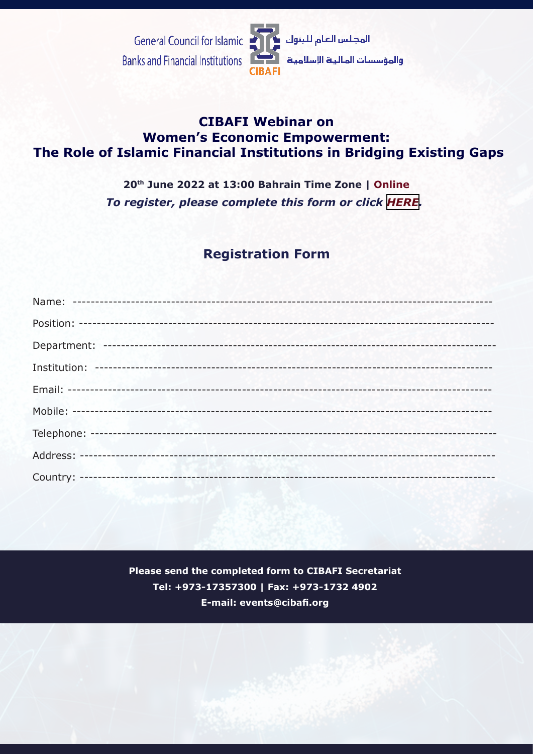General Council for Islamic Banks and Financial Institutions

المجلس العام للبنوك والمؤسسات المالية الإسلامية

CIBAFI

# CIBAFI Webinar on Women's Economic Empowerment: The Role of Islamic Financial Institutions in Bridging Existing Gaps

**20th June 2022 at 13:00 Bahrain Time Zone | Online**

***To register, please complete this form or click HERE.***

## Registration Form

Name: -----------------------------------------------------------------------------------------

Position: ---------------------------------------------------------------------------------------

Department: ------------------------------------------------------------------------------------

Institution: ------------------------------------------------------------------------------------

Email: ------------------------------------------------------------------------------------------

Mobile: -----------------------------------------------------------------------------------------

Telephone: -------------------------------------------------------------------------------------

Address: ---------------------------------------------------------------------------------------

Country: ---------------------------------------------------------------------------------------

**Please send the completed form to CIBAFI Secretariat**

**Tel: +973-17357300 | Fax: +973-1732 4902**

**E-mail: events@cibafi.org**